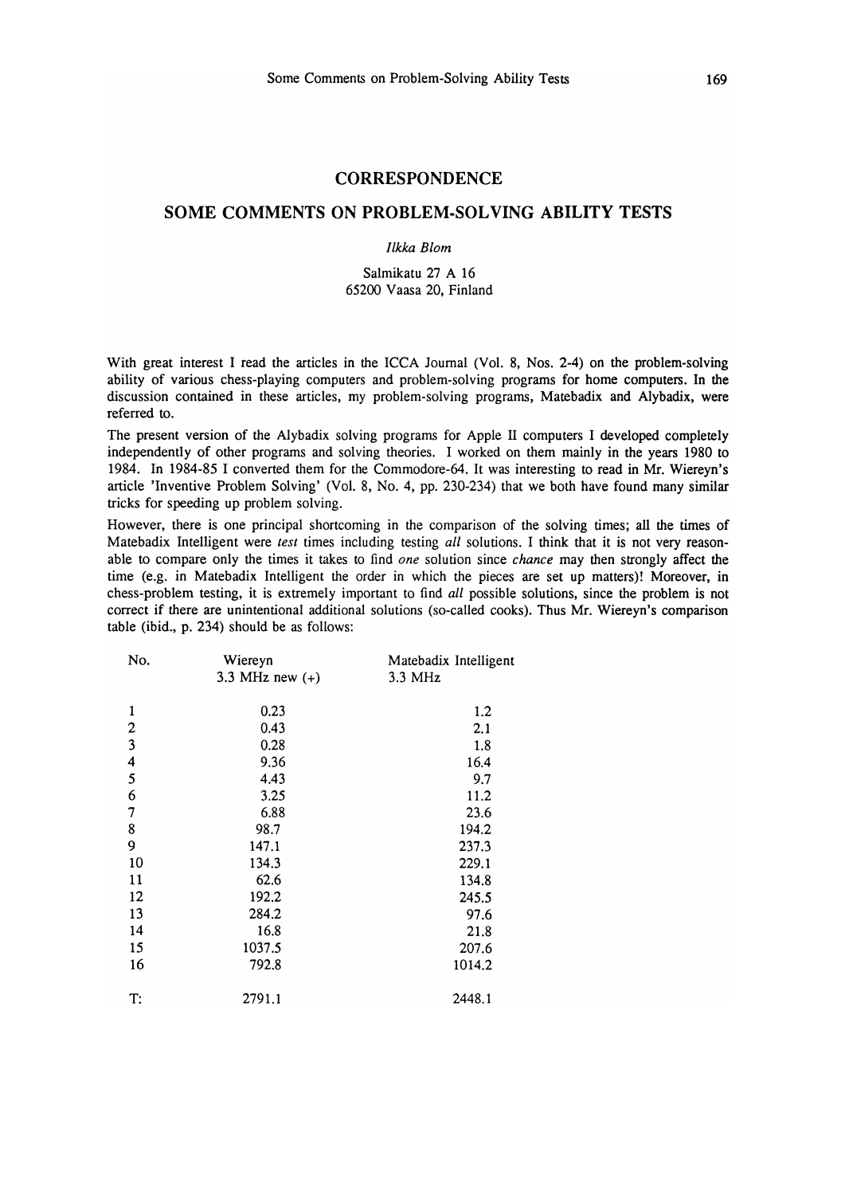## CORRESPONDENCE

# SOME COMMENTS ON PROBLEM-SOLVING ABILITY TESTS

*Ilkka Blom*

Salmikatu 27 A 16
65200 Vaasa 20, Finland

With great interest I read the articles in the ICCA Journal (Vol. 8, Nos. 2-4) on the problem-solving ability of various chess-playing computers and problem-solving programs for home computers. In the discussion contained in these articles, my problem-solving programs, Matebadix and Alybadix, were referred to.

The present version of the Alybadix solving programs for Apple II computers I developed completely independently of other programs and solving theories. I worked on them mainly in the years 1980 to 1984. In 1984-85 I converted them for the Commodore-64. It was interesting to read in Mr. Wiereyn's article 'Inventive Problem Solving' (Vol. 8, No. 4, pp. 230-234) that we both have found many similar tricks for speeding up problem solving.

However, there is one principal shortcoming in the comparison of the solving times; all the times of Matebadix Intelligent were *test* times including testing *all* solutions. I think that it is not very reasonable to compare only the times it takes to find *one* solution since *chance* may then strongly affect the time (e.g. in Matebadix Intelligent the order in which the pieces are set up matters)! Moreover, in chess-problem testing, it is extremely important to find *all* possible solutions, since the problem is not correct if there are unintentional additional solutions (so-called cooks). Thus Mr. Wiereyn's comparison table (ibid., p. 234) should be as follows:

| No. | Wiereyn 3.3 MHz new (+) | Matebadix Intelligent 3.3 MHz |
|---|---|---|
| 1 | 0.23 | 1.2 |
| 2 | 0.43 | 2.1 |
| 3 | 0.28 | 1.8 |
| 4 | 9.36 | 16.4 |
| 5 | 4.43 | 9.7 |
| 6 | 3.25 | 11.2 |
| 7 | 6.88 | 23.6 |
| 8 | 98.7 | 194.2 |
| 9 | 147.1 | 237.3 |
| 10 | 134.3 | 229.1 |
| 11 | 62.6 | 134.8 |
| 12 | 192.2 | 245.5 |
| 13 | 284.2 | 97.6 |
| 14 | 16.8 | 21.8 |
| 15 | 1037.5 | 207.6 |
| 16 | 792.8 | 1014.2 |
| T: | 2791.1 | 2448.1 |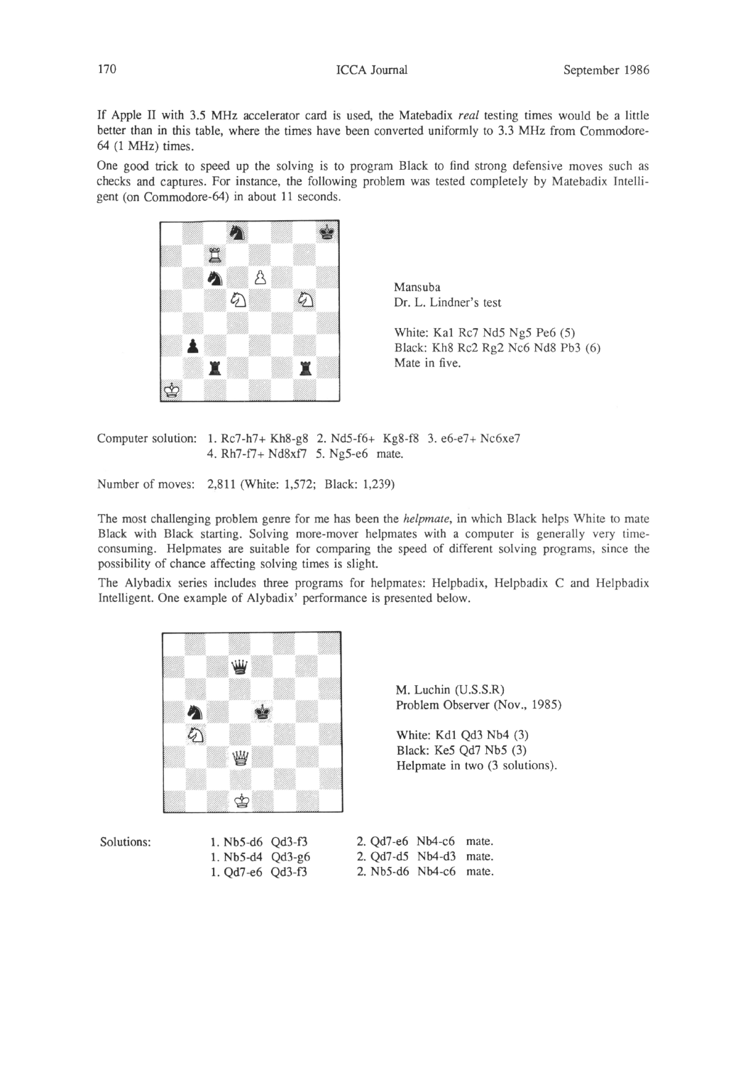If Apple II with 3.5 MHz accelerator card is used, the Matebadix *real* testing times would be a little better than in this table, where the times have been converted uniformly to 3.3 MHz from Commodore-64 (1 MHz) times.

One good trick to speed up the solving is to program Black to find strong defensive moves such as checks and captures. For instance, the following problem was tested completely by Matebadix Intelligent (on Commodore-64) in about 11 seconds.

Mansuba
Dr. L. Lindner's test

White: Ka1 Rc7 Nd5 Ng5 Pe6 (5)
Black: Kh8 Rc2 Rg2 Nc6 Nd8 Pb3 (6)
Mate in five.

Computer solution: 1. Rc7-h7+ Kh8-g8 2. Nd5-f6+ Kg8-f8 3. e6-e7+ Nc6xe7 4. Rh7-f7+ Nd8xf7 5. Ng5-e6 mate.

Number of moves: 2,811 (White: 1,572; Black: 1,239)

The most challenging problem genre for me has been the *helpmate*, in which Black helps White to mate Black with Black starting. Solving more-mover helpmates with a computer is generally very time-consuming. Helpmates are suitable for comparing the speed of different solving programs, since the possibility of chance affecting solving times is slight.

The Alybadix series includes three programs for helpmates: Helpbadix, Helpbadix C and Helpbadix Intelligent. One example of Alybadix' performance is presented below.

M. Luchin (U.S.S.R)
Problem Observer (Nov., 1985)

White: Kd1 Qd3 Nb4 (3)
Black: Ke5 Qd7 Nb5 (3)
Helpmate in two (3 solutions).

Solutions:

1. Nb5-d6 Qd3-f3 2. Qd7-e6 Nb4-c6 mate.
1. Nb5-d4 Qd3-g6 2. Qd7-d5 Nb4-d3 mate.
1. Qd7-e6 Qd3-f3 2. Nb5-d6 Nb4-c6 mate.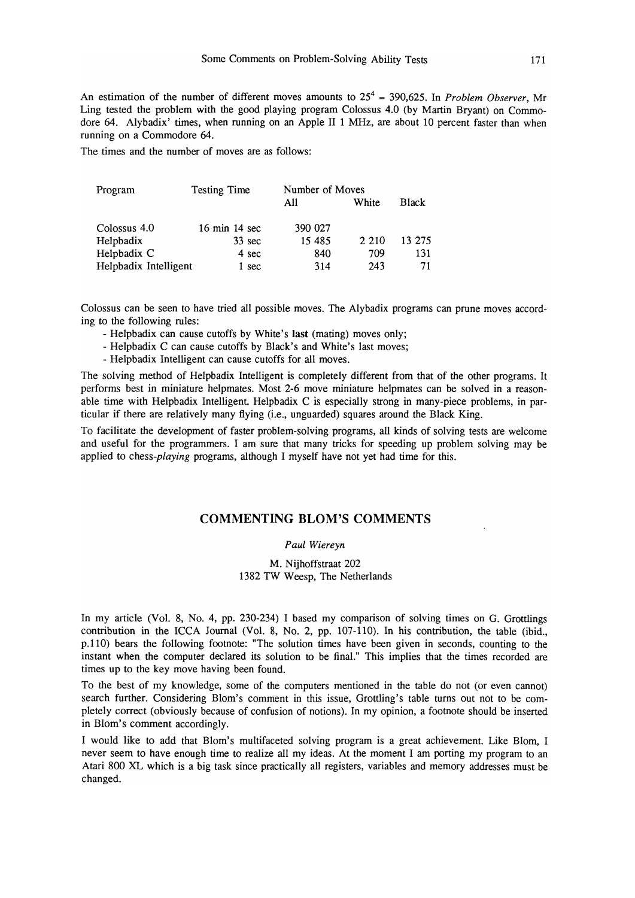An estimation of the number of different moves amounts to $25^4$ = 390,625. In *Problem Observer*, Mr Ling tested the problem with the good playing program Colossus 4.0 (by Martin Bryant) on Commodore 64. Alybadix' times, when running on an Apple II 1 MHz, are about 10 percent faster than when running on a Commodore 64.

The times and the number of moves are as follows:

| Program | Testing Time | Number of Moves | | |
|---|---|---|---|---|
| | | All | White | Black |
| Colossus 4.0 | 16 min 14 sec | 390 027 | | |
| Helpbadix | 33 sec | 15 485 | 2 210 | 13 275 |
| Helpbadix C | 4 sec | 840 | 709 | 131 |
| Helpbadix Intelligent | 1 sec | 314 | 243 | 71 |

Colossus can be seen to have tried all possible moves. The Alybadix programs can prune moves according to the following rules:

- Helpbadix can cause cutoffs by White's **last** (mating) moves only;
- Helpbadix C can cause cutoffs by Black's and White's last moves;
- Helpbadix Intelligent can cause cutoffs for all moves.

The solving method of Helpbadix Intelligent is completely different from that of the other programs. It performs best in miniature helpmates. Most 2-6 move miniature helpmates can be solved in a reasonable time with Helpbadix Intelligent. Helpbadix C is especially strong in many-piece problems, in particular if there are relatively many flying (i.e., unguarded) squares around the Black King.

To facilitate the development of faster problem-solving programs, all kinds of solving tests are welcome and useful for the programmers. I am sure that many tricks for speeding up problem solving may be applied to chess-*playing* programs, although I myself have not yet had time for this.

## COMMENTING BLOM'S COMMENTS

*Paul Wiereyn*

M. Nijhoffstraat 202
1382 TW Weesp, The Netherlands

In my article (Vol. 8, No. 4, pp. 230-234) I based my comparison of solving times on G. Grottlings contribution in the ICCA Journal (Vol. 8, No. 2, pp. 107-110). In his contribution, the table (ibid., p.110) bears the following footnote: "The solution times have been given in seconds, counting to the instant when the computer declared its solution to be final." This implies that the times recorded are times up to the key move having been found.

To the best of my knowledge, some of the computers mentioned in the table do not (or even cannot) search further. Considering Blom's comment in this issue, Grottling's table turns out not to be completely correct (obviously because of confusion of notions). In my opinion, a footnote should be inserted in Blom's comment accordingly.

I would like to add that Blom's multifaceted solving program is a great achievement. Like Blom, I never seem to have enough time to realize all my ideas. At the moment I am porting my program to an Atari 800 XL which is a big task since practically all registers, variables and memory addresses must be changed.